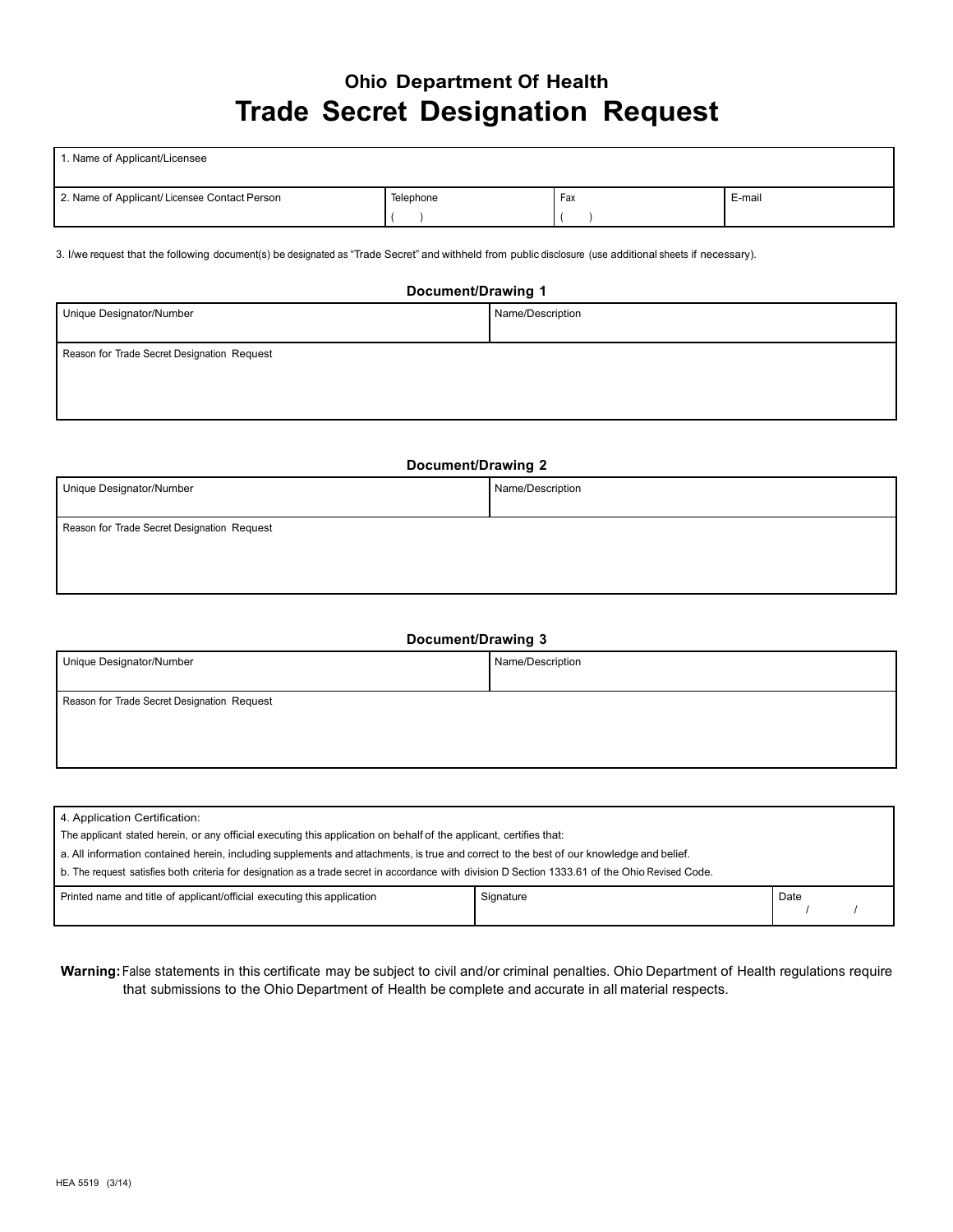# Ohio Department Of Health

# Trade Secret Designation Request

| 1. Name of Applicant/Licensee | | | |
|---|---|---|---|
| 2. Name of Applicant/ Licensee Contact Person | Telephone<br>( ) | Fax<br>( ) | E-mail |

3. I/we request that the following document(s) be designated as "Trade Secret" and withheld from public disclosure (use additional sheets if necessary).

### Document/Drawing 1

| Unique Designator/Number | Name/Description |
|---|---|
| Reason for Trade Secret Designation Request | |

### Document/Drawing 2

| Unique Designator/Number | Name/Description |
|---|---|
| Reason for Trade Secret Designation Request | |

### Document/Drawing 3

| Unique Designator/Number | Name/Description |
|---|---|
| Reason for Trade Secret Designation Request | |

4. Application Certification:

The applicant stated herein, or any official executing this application on behalf of the applicant, certifies that:

a. All information contained herein, including supplements and attachments, is true and correct to the best of our knowledge and belief.

b. The request satisfies both criteria for designation as a trade secret in accordance with division D Section 1333.61 of the Ohio Revised Code.

| Printed name and title of applicant/official executing this application | Signature | Date<br>/ / |
|---|---|---|

**Warning:** False statements in this certificate may be subject to civil and/or criminal penalties. Ohio Department of Health regulations require that submissions to the Ohio Department of Health be complete and accurate in all material respects.

HEA 5519 (3/14)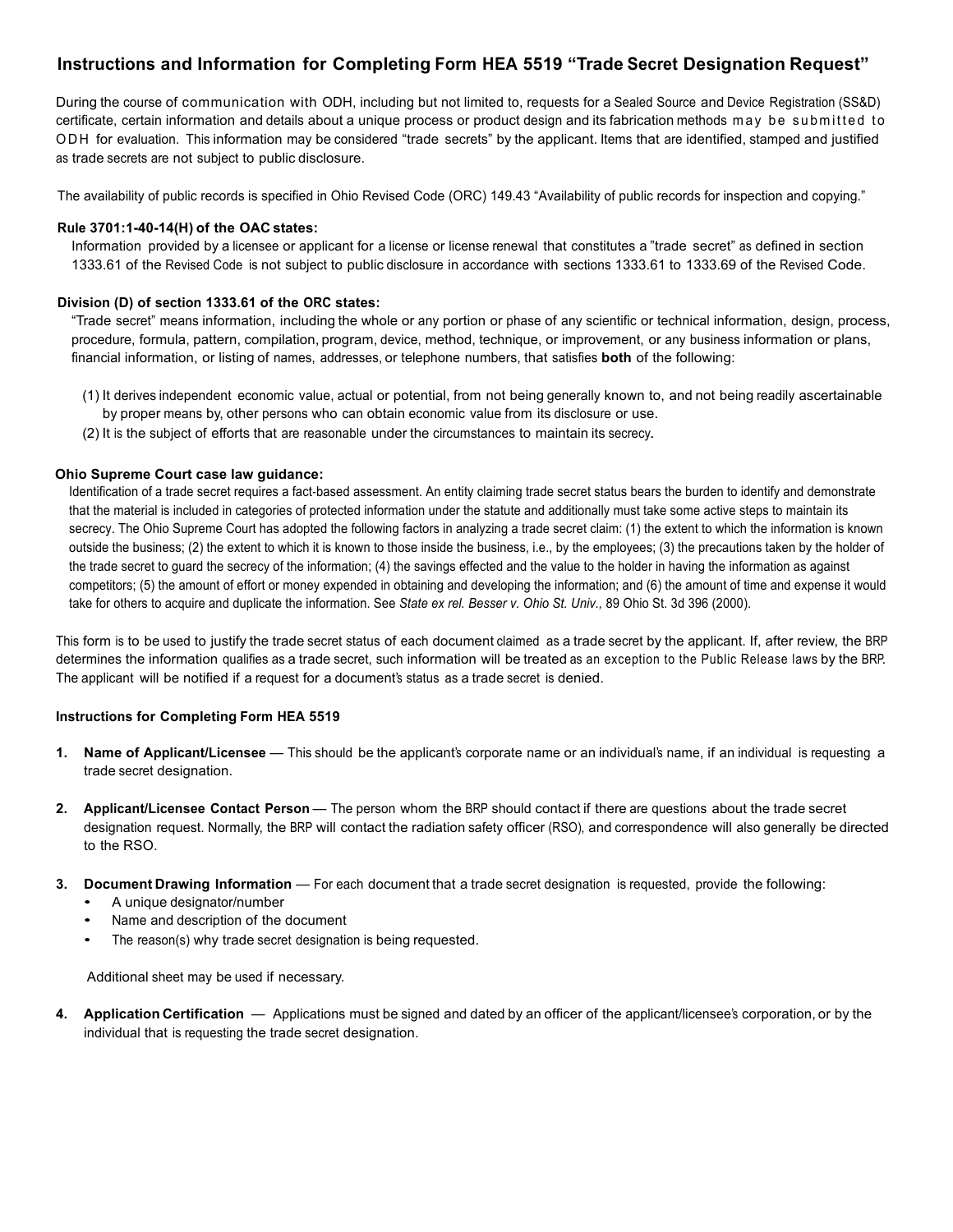## Instructions and Information for Completing Form HEA 5519 "Trade Secret Designation Request"

During the course of communication with ODH, including but not limited to, requests for a Sealed Source and Device Registration (SS&D) certificate, certain information and details about a unique process or product design and its fabrication methods may be submitted to ODH for evaluation. This information may be considered "trade secrets" by the applicant. Items that are identified, stamped and justified as trade secrets are not subject to public disclosure.

The availability of public records is specified in Ohio Revised Code (ORC) 149.43 "Availability of public records for inspection and copying."

**Rule 3701:1-40-14(H) of the OAC states:**

Information provided by a licensee or applicant for a license or license renewal that constitutes a "trade secret" as defined in section 1333.61 of the Revised Code is not subject to public disclosure in accordance with sections 1333.61 to 1333.69 of the Revised Code.

**Division (D) of section 1333.61 of the ORC states:**

"Trade secret" means information, including the whole or any portion or phase of any scientific or technical information, design, process, procedure, formula, pattern, compilation, program, device, method, technique, or improvement, or any business information or plans, financial information, or listing of names, addresses, or telephone numbers, that satisfies **both** of the following:

(1) It derives independent economic value, actual or potential, from not being generally known to, and not being readily ascertainable by proper means by, other persons who can obtain economic value from its disclosure or use.

(2) It is the subject of efforts that are reasonable under the circumstances to maintain its secrecy.

**Ohio Supreme Court case law guidance:**

Identification of a trade secret requires a fact-based assessment. An entity claiming trade secret status bears the burden to identify and demonstrate that the material is included in categories of protected information under the statute and additionally must take some active steps to maintain its secrecy. The Ohio Supreme Court has adopted the following factors in analyzing a trade secret claim: (1) the extent to which the information is known outside the business; (2) the extent to which it is known to those inside the business, i.e., by the employees; (3) the precautions taken by the holder of the trade secret to guard the secrecy of the information; (4) the savings effected and the value to the holder in having the information as against competitors; (5) the amount of effort or money expended in obtaining and developing the information; and (6) the amount of time and expense it would take for others to acquire and duplicate the information. See *State ex rel. Besser v. Ohio St. Univ.,* 89 Ohio St. 3d 396 (2000).

This form is to be used to justify the trade secret status of each document claimed as a trade secret by the applicant. If, after review, the BRP determines the information qualifies as a trade secret, such information will be treated as an exception to the Public Release laws by the BRP. The applicant will be notified if a request for a document's status as a trade secret is denied.

**Instructions for Completing Form HEA 5519**

1. **Name of Applicant/Licensee** — This should be the applicant's corporate name or an individual's name, if an individual is requesting a trade secret designation.

2. **Applicant/Licensee Contact Person** — The person whom the BRP should contact if there are questions about the trade secret designation request. Normally, the BRP will contact the radiation safety officer (RSO), and correspondence will also generally be directed to the RSO.

3. **Document Drawing Information** — For each document that a trade secret designation is requested, provide the following:
   - A unique designator/number
   - Name and description of the document
   - The reason(s) why trade secret designation is being requested.

   Additional sheet may be used if necessary.

4. **Application Certification** — Applications must be signed and dated by an officer of the applicant/licensee's corporation, or by the individual that is requesting the trade secret designation.